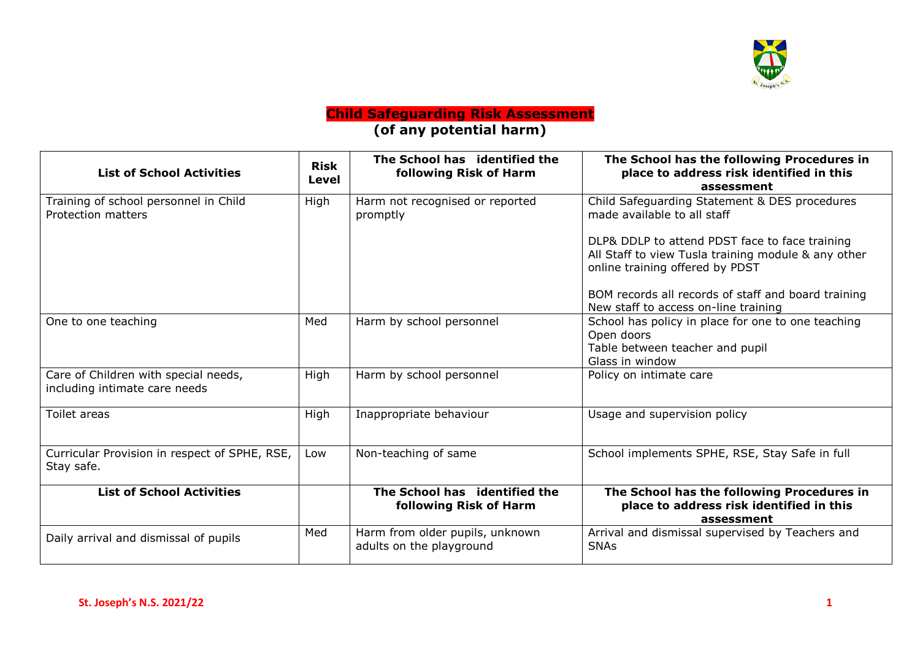# Child Safeguarding Risk Assessment

**(of any potential harm)**

| List of School Activities | Risk Level | The School has identified the following Risk of Harm | The School has the following Procedures in place to address risk identified in this assessment |
|---|---|---|---|
| Training of school personnel in Child Protection matters | High | Harm not recognised or reported promptly | Child Safeguarding Statement & DES procedures made available to all staff<br><br>DLP& DDLP to attend PDST face to face training<br>All Staff to view Tusla training module & any other online training offered by PDST<br><br>BOM records all records of staff and board training<br>New staff to access on-line training |
| One to one teaching | Med | Harm by school personnel | School has policy in place for one to one teaching<br>Open doors<br>Table between teacher and pupil<br>Glass in window |
| Care of Children with special needs, including intimate care needs | High | Harm by school personnel | Policy on intimate care |
| Toilet areas | High | Inappropriate behaviour | Usage and supervision policy |
| Curricular Provision in respect of SPHE, RSE, Stay safe. | Low | Non-teaching of same | School implements SPHE, RSE, Stay Safe in full |
| **List of School Activities** | | **The School has identified the following Risk of Harm** | **The School has the following Procedures in place to address risk identified in this assessment** |
| Daily arrival and dismissal of pupils | Med | Harm from older pupils, unknown adults on the playground | Arrival and dismissal supervised by Teachers and SNAs |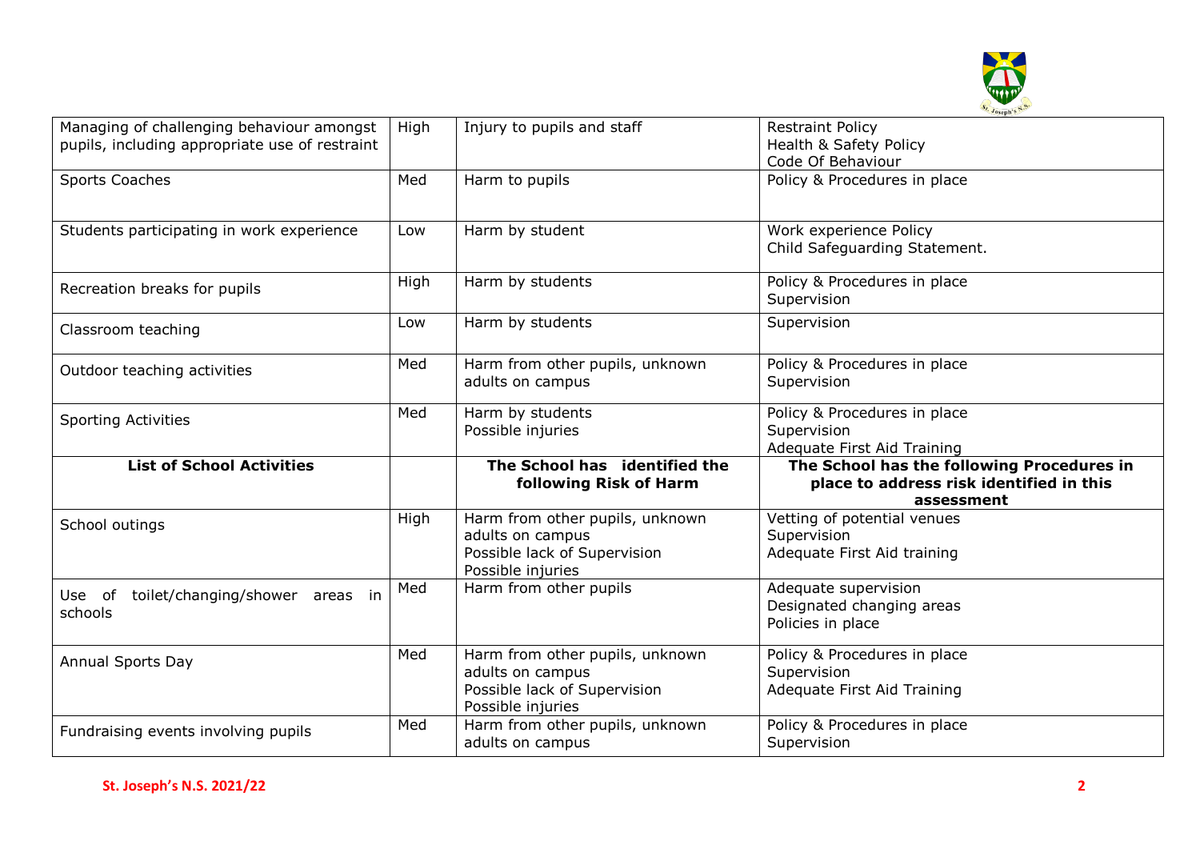| | | | |
|---|---|---|---|
| Managing of challenging behaviour amongst pupils, including appropriate use of restraint | High | Injury to pupils and staff | Restraint Policy<br>Health & Safety Policy<br>Code Of Behaviour |
| Sports Coaches | Med | Harm to pupils | Policy & Procedures in place |
| Students participating in work experience | Low | Harm by student | Work experience Policy<br>Child Safeguarding Statement. |
| Recreation breaks for pupils | High | Harm by students | Policy & Procedures in place<br>Supervision |
| Classroom teaching | Low | Harm by students | Supervision |
| Outdoor teaching activities | Med | Harm from other pupils, unknown adults on campus | Policy & Procedures in place<br>Supervision |
| Sporting Activities | Med | Harm by students<br>Possible injuries | Policy & Procedures in place<br>Supervision<br>Adequate First Aid Training |
| **List of School Activities** | | **The School has identified the following Risk of Harm** | **The School has the following Procedures in place to address risk identified in this assessment** |
| School outings | High | Harm from other pupils, unknown adults on campus<br>Possible lack of Supervision<br>Possible injuries | Vetting of potential venues<br>Supervision<br>Adequate First Aid training |
| Use of toilet/changing/shower areas in schools | Med | Harm from other pupils | Adequate supervision<br>Designated changing areas<br>Policies in place |
| Annual Sports Day | Med | Harm from other pupils, unknown adults on campus<br>Possible lack of Supervision<br>Possible injuries | Policy & Procedures in place<br>Supervision<br>Adequate First Aid Training |
| Fundraising events involving pupils | Med | Harm from other pupils, unknown adults on campus | Policy & Procedures in place<br>Supervision |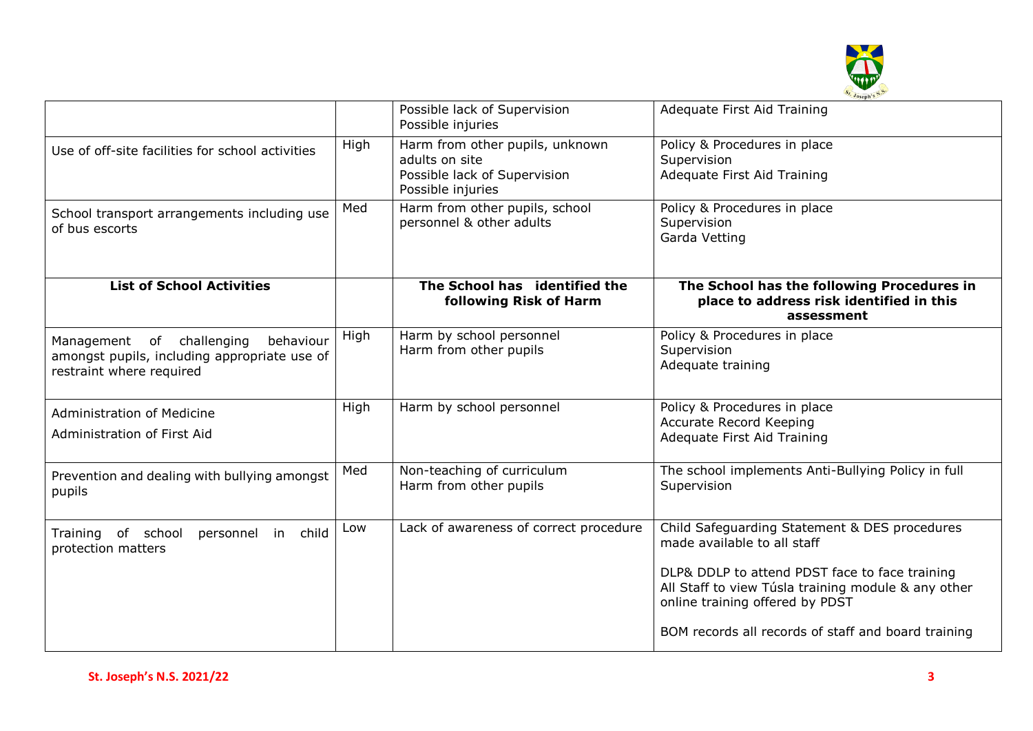| | | | |
|---|---|---|---|
| | | Possible lack of Supervision<br>Possible injuries | Adequate First Aid Training |
| Use of off-site facilities for school activities | High | Harm from other pupils, unknown adults on site<br>Possible lack of Supervision<br>Possible injuries | Policy & Procedures in place<br>Supervision<br>Adequate First Aid Training |
| School transport arrangements including use of bus escorts | Med | Harm from other pupils, school personnel & other adults | Policy & Procedures in place<br>Supervision<br>Garda Vetting |
| **List of School Activities** | | **The School has identified the following Risk of Harm** | **The School has the following Procedures in place to address risk identified in this assessment** |
| Management of challenging behaviour amongst pupils, including appropriate use of restraint where required | High | Harm by school personnel<br>Harm from other pupils | Policy & Procedures in place<br>Supervision<br>Adequate training |
| Administration of Medicine<br>Administration of First Aid | High | Harm by school personnel | Policy & Procedures in place<br>Accurate Record Keeping<br>Adequate First Aid Training |
| Prevention and dealing with bullying amongst pupils | Med | Non-teaching of curriculum<br>Harm from other pupils | The school implements Anti-Bullying Policy in full<br>Supervision |
| Training of school personnel in child protection matters | Low | Lack of awareness of correct procedure | Child Safeguarding Statement & DES procedures made available to all staff<br><br>DLP& DDLP to attend PDST face to face training<br>All Staff to view Túsla training module & any other online training offered by PDST<br><br>BOM records all records of staff and board training |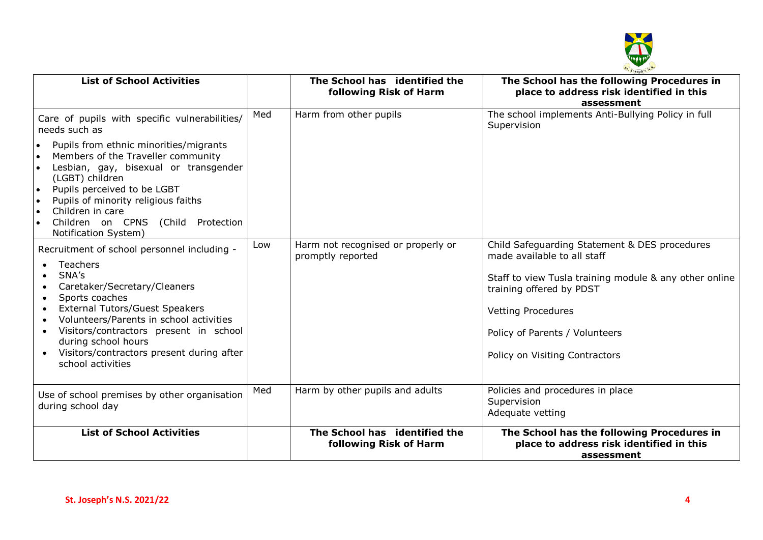| List of School Activities | | The School has identified the following Risk of Harm | The School has the following Procedures in place to address risk identified in this assessment |
|---|---|---|---|
| Care of pupils with specific vulnerabilities/ needs such as<br>• Pupils from ethnic minorities/migrants<br>• Members of the Traveller community<br>• Lesbian, gay, bisexual or transgender (LGBT) children<br>• Pupils perceived to be LGBT<br>• Pupils of minority religious faiths<br>• Children in care<br>• Children on CPNS (Child Protection Notification System) | Med | Harm from other pupils | The school implements Anti-Bullying Policy in full<br>Supervision |
| Recruitment of school personnel including -<br>• Teachers<br>• SNA's<br>• Caretaker/Secretary/Cleaners<br>• Sports coaches<br>• External Tutors/Guest Speakers<br>• Volunteers/Parents in school activities<br>• Visitors/contractors present in school during school hours<br>• Visitors/contractors present during after school activities | Low | Harm not recognised or properly or promptly reported | Child Safeguarding Statement & DES procedures made available to all staff<br><br>Staff to view Tusla training module & any other online training offered by PDST<br><br>Vetting Procedures<br><br>Policy of Parents / Volunteers<br><br>Policy on Visiting Contractors |
| Use of school premises by other organisation during school day | Med | Harm by other pupils and adults | Policies and procedures in place<br>Supervision<br>Adequate vetting |
| **List of School Activities** | | **The School has identified the following Risk of Harm** | **The School has the following Procedures in place to address risk identified in this assessment** |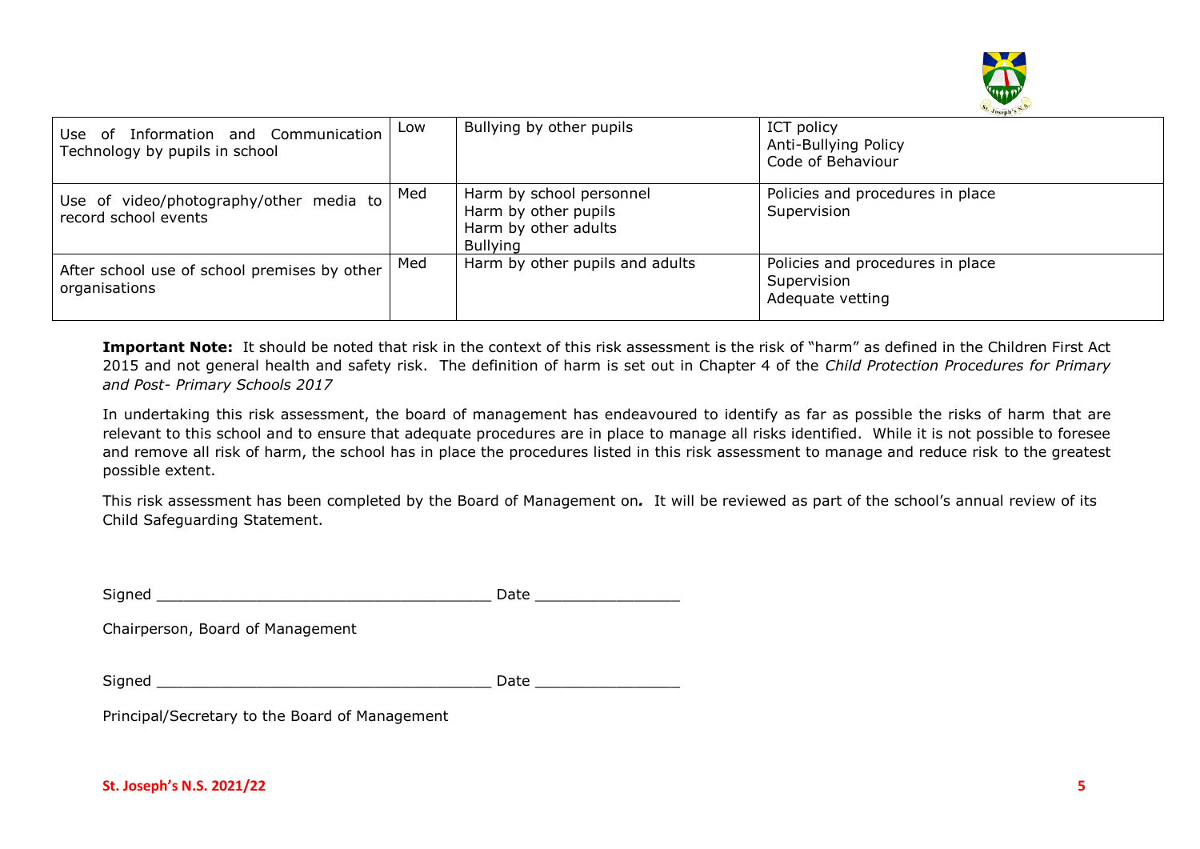| | | | |
|---|---|---|---|
| Use of Information and Communication Technology by pupils in school | Low | Bullying by other pupils | ICT policy<br>Anti-Bullying Policy<br>Code of Behaviour |
| Use of video/photography/other media to record school events | Med | Harm by school personnel<br>Harm by other pupils<br>Harm by other adults<br>Bullying | Policies and procedures in place<br>Supervision |
| After school use of school premises by other organisations | Med | Harm by other pupils and adults | Policies and procedures in place<br>Supervision<br>Adequate vetting |

**Important Note:** It should be noted that risk in the context of this risk assessment is the risk of "harm" as defined in the Children First Act 2015 and not general health and safety risk. The definition of harm is set out in Chapter 4 of the *Child Protection Procedures for Primary and Post- Primary Schools 2017*

In undertaking this risk assessment, the board of management has endeavoured to identify as far as possible the risks of harm that are relevant to this school and to ensure that adequate procedures are in place to manage all risks identified. While it is not possible to foresee and remove all risk of harm, the school has in place the procedures listed in this risk assessment to manage and reduce risk to the greatest possible extent.

This risk assessment has been completed by the Board of Management on*.* It will be reviewed as part of the school's annual review of its Child Safeguarding Statement.

Signed _____________________________________ Date ________________

Chairperson, Board of Management

Signed _____________________________________ Date ________________

Principal/Secretary to the Board of Management